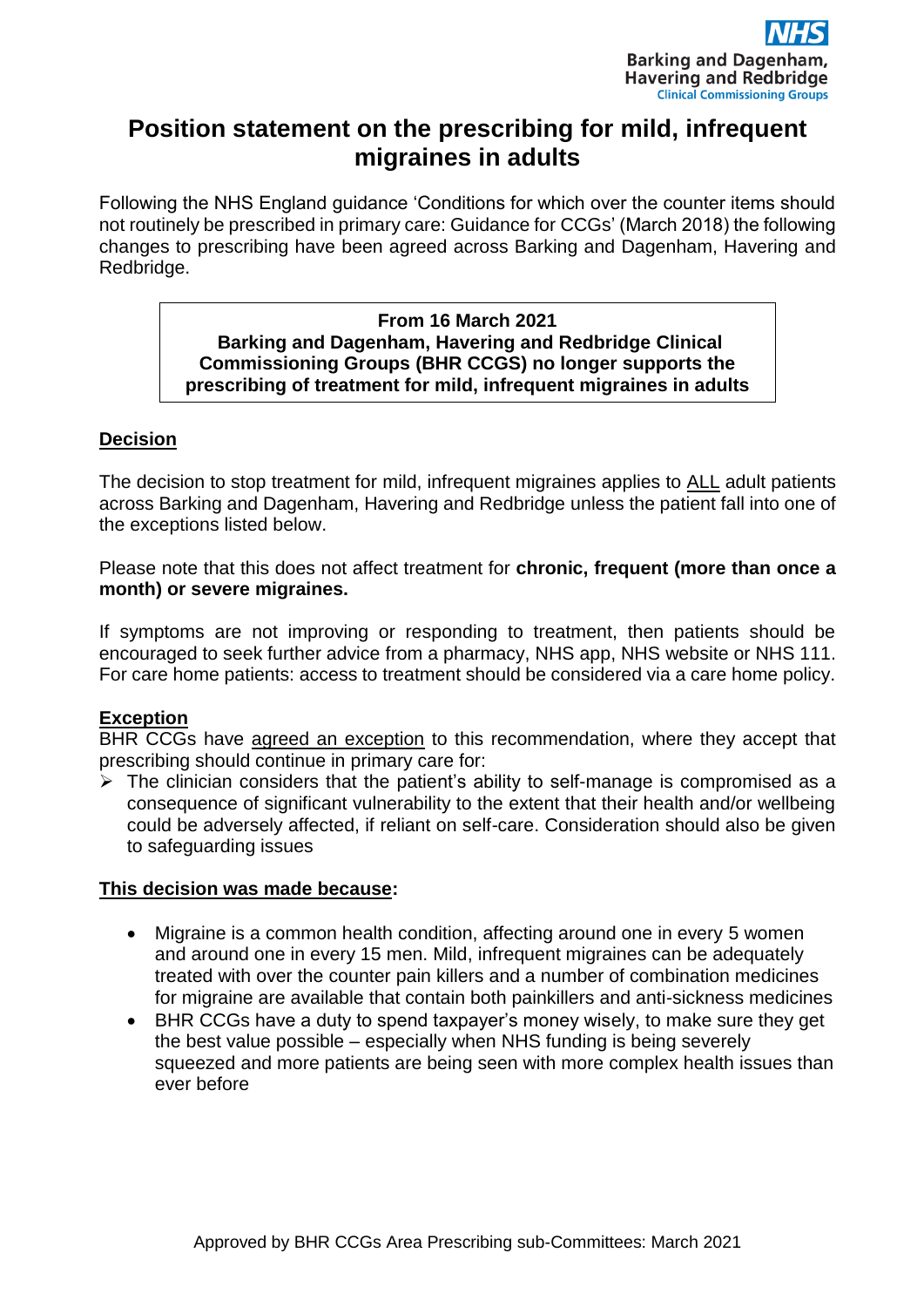NHS
Barking and Dagenham, Havering and Redbridge
Clinical Commissioning Groups

# Position statement on the prescribing for mild, infrequent migraines in adults

Following the NHS England guidance 'Conditions for which over the counter items should not routinely be prescribed in primary care: Guidance for CCGs' (March 2018) the following changes to prescribing have been agreed across Barking and Dagenham, Havering and Redbridge.

> **From 16 March 2021**
> **Barking and Dagenham, Havering and Redbridge Clinical Commissioning Groups (BHR CCGS) no longer supports the prescribing of treatment for mild, infrequent migraines in adults**

## Decision

The decision to stop treatment for mild, infrequent migraines applies to ALL adult patients across Barking and Dagenham, Havering and Redbridge unless the patient fall into one of the exceptions listed below.

Please note that this does not affect treatment for **chronic, frequent (more than once a month) or severe migraines.**

If symptoms are not improving or responding to treatment, then patients should be encouraged to seek further advice from a pharmacy, NHS app, NHS website or NHS 111. For care home patients: access to treatment should be considered via a care home policy.

## Exception

BHR CCGs have agreed an exception to this recommendation, where they accept that prescribing should continue in primary care for:

- The clinician considers that the patient's ability to self-manage is compromised as a consequence of significant vulnerability to the extent that their health and/or wellbeing could be adversely affected, if reliant on self-care. Consideration should also be given to safeguarding issues

## This decision was made because:

- Migraine is a common health condition, affecting around one in every 5 women and around one in every 15 men. Mild, infrequent migraines can be adequately treated with over the counter pain killers and a number of combination medicines for migraine are available that contain both painkillers and anti-sickness medicines
- BHR CCGs have a duty to spend taxpayer's money wisely, to make sure they get the best value possible – especially when NHS funding is being severely squeezed and more patients are being seen with more complex health issues than ever before

Approved by BHR CCGs Area Prescribing sub-Committees: March 2021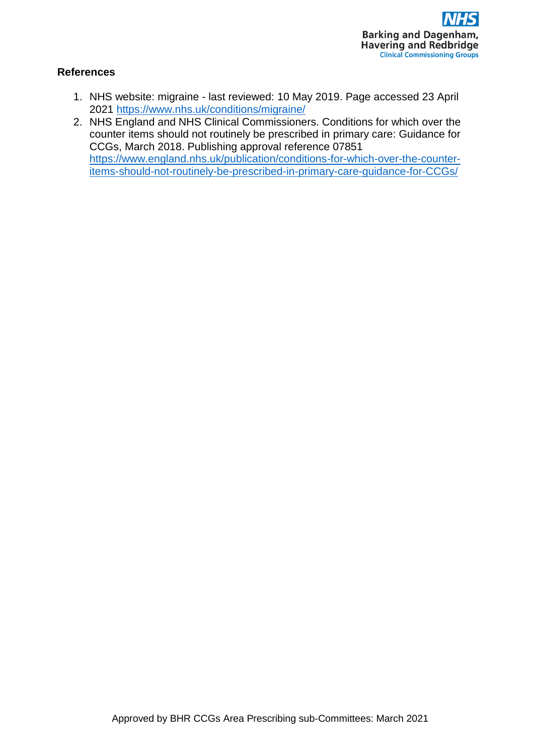## References

1. NHS website: migraine - last reviewed: 10 May 2019. Page accessed 23 April 2021 https://www.nhs.uk/conditions/migraine/
2. NHS England and NHS Clinical Commissioners. Conditions for which over the counter items should not routinely be prescribed in primary care: Guidance for CCGs, March 2018. Publishing approval reference 07851 https://www.england.nhs.uk/publication/conditions-for-which-over-the-counter-items-should-not-routinely-be-prescribed-in-primary-care-guidance-for-CCGs/

Approved by BHR CCGs Area Prescribing sub-Committees: March 2021